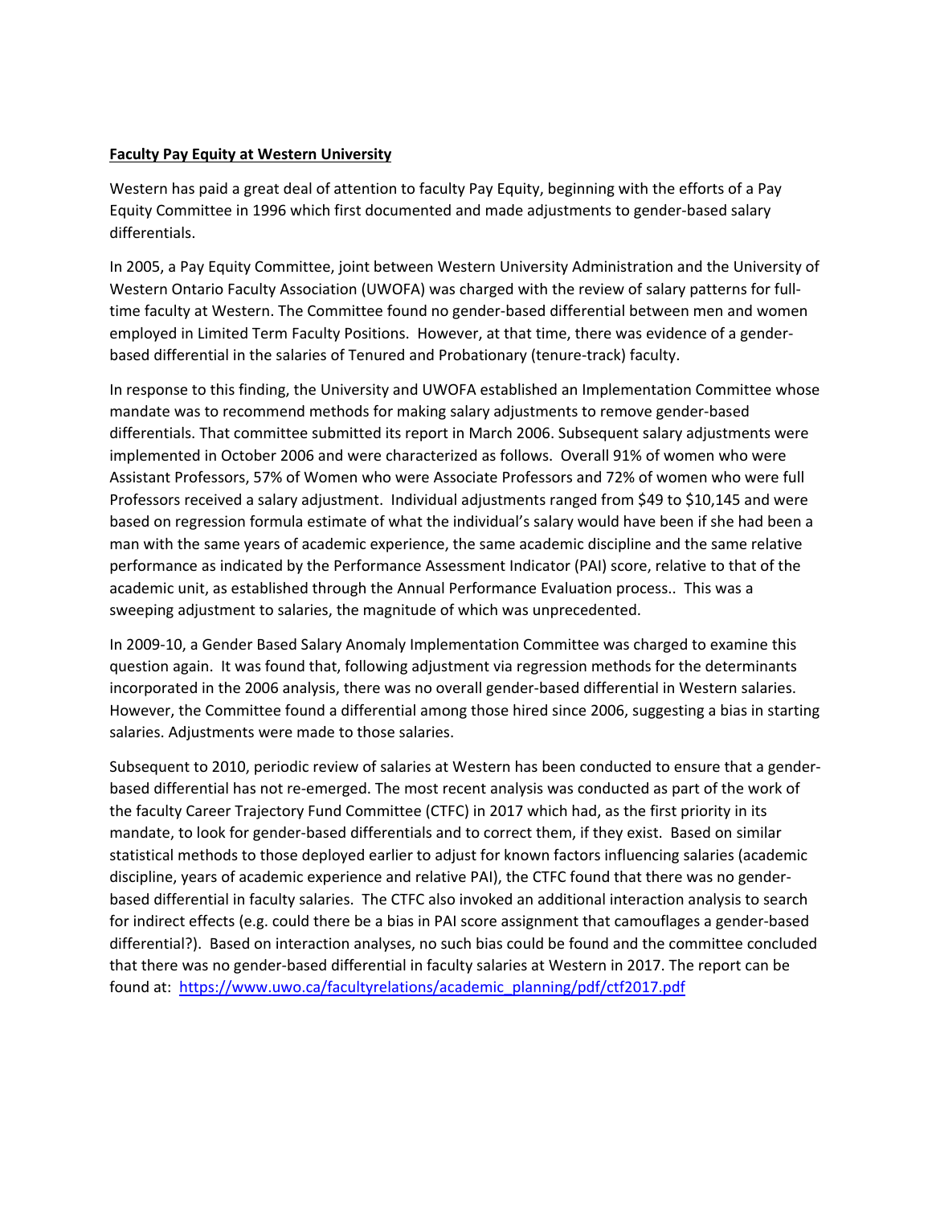**Faculty Pay Equity at Western University**

Western has paid a great deal of attention to faculty Pay Equity, beginning with the efforts of a Pay Equity Committee in 1996 which first documented and made adjustments to gender-based salary differentials.

In 2005, a Pay Equity Committee, joint between Western University Administration and the University of Western Ontario Faculty Association (UWOFA) was charged with the review of salary patterns for full-time faculty at Western. The Committee found no gender-based differential between men and women employed in Limited Term Faculty Positions. However, at that time, there was evidence of a gender-based differential in the salaries of Tenured and Probationary (tenure-track) faculty.

In response to this finding, the University and UWOFA established an Implementation Committee whose mandate was to recommend methods for making salary adjustments to remove gender-based differentials. That committee submitted its report in March 2006. Subsequent salary adjustments were implemented in October 2006 and were characterized as follows. Overall 91% of women who were Assistant Professors, 57% of Women who were Associate Professors and 72% of women who were full Professors received a salary adjustment. Individual adjustments ranged from $49 to $10,145 and were based on regression formula estimate of what the individual's salary would have been if she had been a man with the same years of academic experience, the same academic discipline and the same relative performance as indicated by the Performance Assessment Indicator (PAI) score, relative to that of the academic unit, as established through the Annual Performance Evaluation process.. This was a sweeping adjustment to salaries, the magnitude of which was unprecedented.

In 2009-10, a Gender Based Salary Anomaly Implementation Committee was charged to examine this question again. It was found that, following adjustment via regression methods for the determinants incorporated in the 2006 analysis, there was no overall gender-based differential in Western salaries. However, the Committee found a differential among those hired since 2006, suggesting a bias in starting salaries. Adjustments were made to those salaries.

Subsequent to 2010, periodic review of salaries at Western has been conducted to ensure that a gender-based differential has not re-emerged. The most recent analysis was conducted as part of the work of the faculty Career Trajectory Fund Committee (CTFC) in 2017 which had, as the first priority in its mandate, to look for gender-based differentials and to correct them, if they exist. Based on similar statistical methods to those deployed earlier to adjust for known factors influencing salaries (academic discipline, years of academic experience and relative PAI), the CTFC found that there was no gender-based differential in faculty salaries. The CTFC also invoked an additional interaction analysis to search for indirect effects (e.g. could there be a bias in PAI score assignment that camouflages a gender-based differential?). Based on interaction analyses, no such bias could be found and the committee concluded that there was no gender-based differential in faculty salaries at Western in 2017. The report can be found at: [https://www.uwo.ca/facultyrelations/academic_planning/pdf/ctf2017.pdf](https://www.uwo.ca/facultyrelations/academic_planning/pdf/ctf2017.pdf)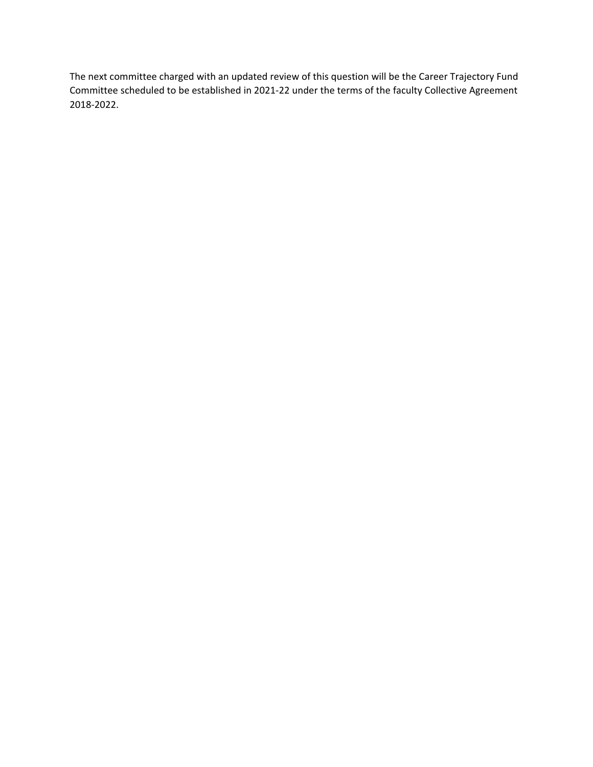The next committee charged with an updated review of this question will be the Career Trajectory Fund Committee scheduled to be established in 2021-22 under the terms of the faculty Collective Agreement 2018-2022.